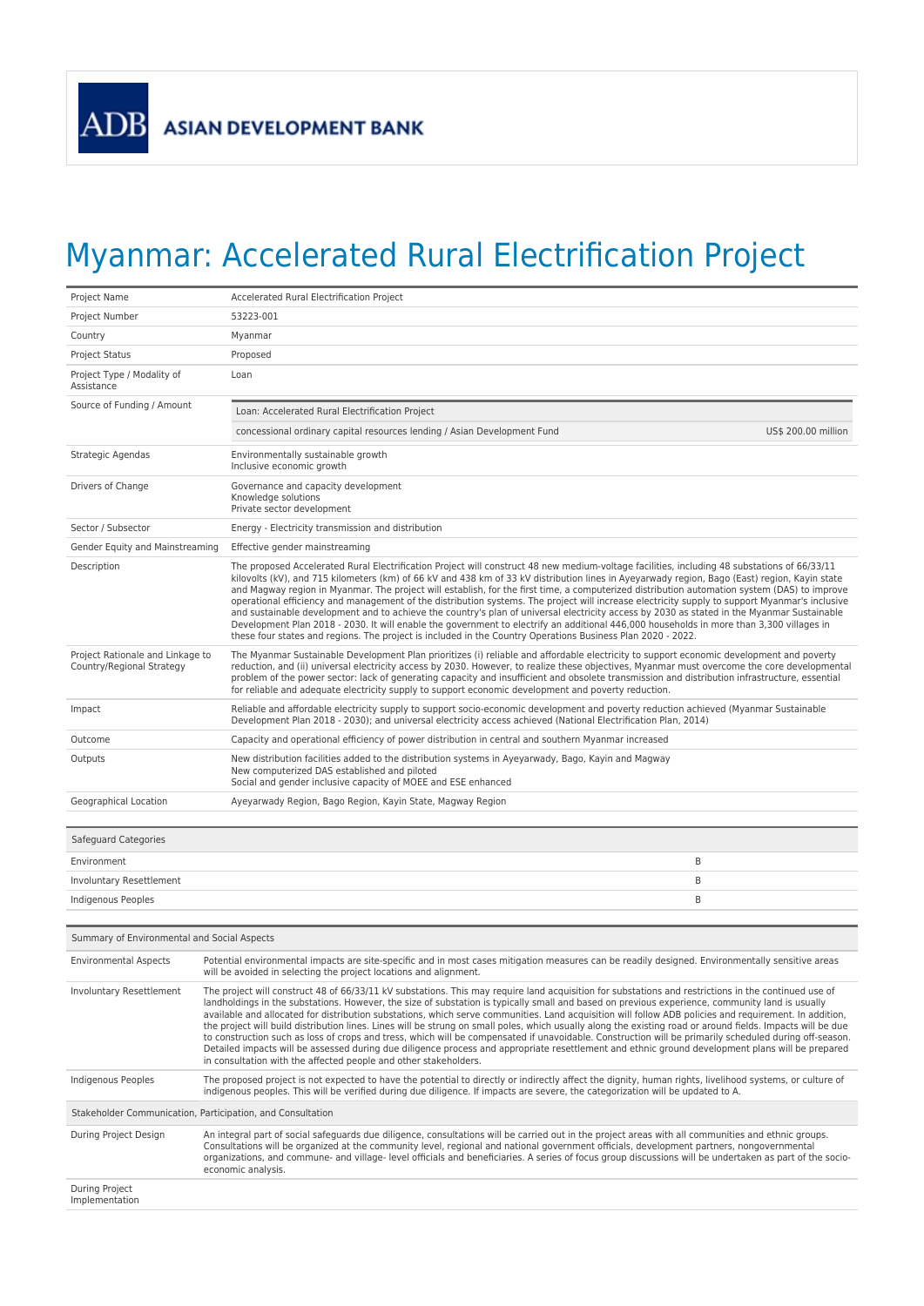ADB ASIAN DEVELOPMENT BANK

# Myanmar: Accelerated Rural Electrification Project

| | |
|---|---|
| Project Name | Accelerated Rural Electrification Project |
| Project Number | 53223-001 |
| Country | Myanmar |
| Project Status | Proposed |
| Project Type / Modality of Assistance | Loan |
| Source of Funding / Amount | Loan: Accelerated Rural Electrification Project<br>concessional ordinary capital resources lending / Asian Development Fund — US$ 200.00 million |
| Strategic Agendas | Environmentally sustainable growth<br>Inclusive economic growth |
| Drivers of Change | Governance and capacity development<br>Knowledge solutions<br>Private sector development |
| Sector / Subsector | Energy - Electricity transmission and distribution |
| Gender Equity and Mainstreaming | Effective gender mainstreaming |
| Description | The proposed Accelerated Rural Electrification Project will construct 48 new medium-voltage facilities, including 48 substations of 66/33/11 kilovolts (kV), and 715 kilometers (km) of 66 kV and 438 km of 33 kV distribution lines in Ayeyarwady region, Bago (East) region, Kayin state and Magway region in Myanmar. The project will establish, for the first time, a computerized distribution automation system (DAS) to improve operational efficiency and management of the distribution systems. The project will increase electricity supply to support Myanmar's inclusive and sustainable development and to achieve the country's plan of universal electricity access by 2030 as stated in the Myanmar Sustainable Development Plan 2018 - 2030. It will enable the government to electrify an additional 446,000 households in more than 3,300 villages in these four states and regions. The project is included in the Country Operations Business Plan 2020 - 2022. |
| Project Rationale and Linkage to Country/Regional Strategy | The Myanmar Sustainable Development Plan prioritizes (i) reliable and affordable electricity to support economic development and poverty reduction, and (ii) universal electricity access by 2030. However, to realize these objectives, Myanmar must overcome the core developmental problem of the power sector: lack of generating capacity and insufficient and obsolete transmission and distribution infrastructure, essential for reliable and adequate electricity supply to support economic development and poverty reduction. |
| Impact | Reliable and affordable electricity supply to support socio-economic development and poverty reduction achieved (Myanmar Sustainable Development Plan 2018 - 2030); and universal electricity access achieved (National Electrification Plan, 2014) |
| Outcome | Capacity and operational efficiency of power distribution in central and southern Myanmar increased |
| Outputs | New distribution facilities added to the distribution systems in Ayeyarwady, Bago, Kayin and Magway<br>New computerized DAS established and piloted<br>Social and gender inclusive capacity of MOEE and ESE enhanced |
| Geographical Location | Ayeyarwady Region, Bago Region, Kayin State, Magway Region |

| Safeguard Categories | |
|---|---|
| Environment | B |
| Involuntary Resettlement | B |
| Indigenous Peoples | B |

| Summary of Environmental and Social Aspects | |
|---|---|
| Environmental Aspects | Potential environmental impacts are site-specific and in most cases mitigation measures can be readily designed. Environmentally sensitive areas will be avoided in selecting the project locations and alignment. |
| Involuntary Resettlement | The project will construct 48 of 66/33/11 kV substations. This may require land acquisition for substations and restrictions in the continued use of landholdings in the substations. However, the size of substation is typically small and based on previous experience, community land is usually available and allocated for distribution substations, which serve communities. Land acquisition will follow ADB policies and requirement. In addition, the project will build distribution lines. Lines will be strung on small poles, which usually along the existing road or around fields. Impacts will be due to construction such as loss of crops and tress, which will be compensated if unavoidable. Construction will be primarily scheduled during off-season. Detailed impacts will be assessed during due diligence process and appropriate resettlement and ethnic ground development plans will be prepared in consultation with the affected people and other stakeholders. |
| Indigenous Peoples | The proposed project is not expected to have the potential to directly or indirectly affect the dignity, human rights, livelihood systems, or culture of indigenous peoples. This will be verified during due diligence. If impacts are severe, the categorization will be updated to A. |
| **Stakeholder Communication, Participation, and Consultation** | |
| During Project Design | An integral part of social safeguards due diligence, consultations will be carried out in the project areas with all communities and ethnic groups. Consultations will be organized at the community level, regional and national government officials, development partners, nongovernmental organizations, and commune- and village- level officials and beneficiaries. A series of focus group discussions will be undertaken as part of the socio-economic analysis. |
| During Project Implementation | |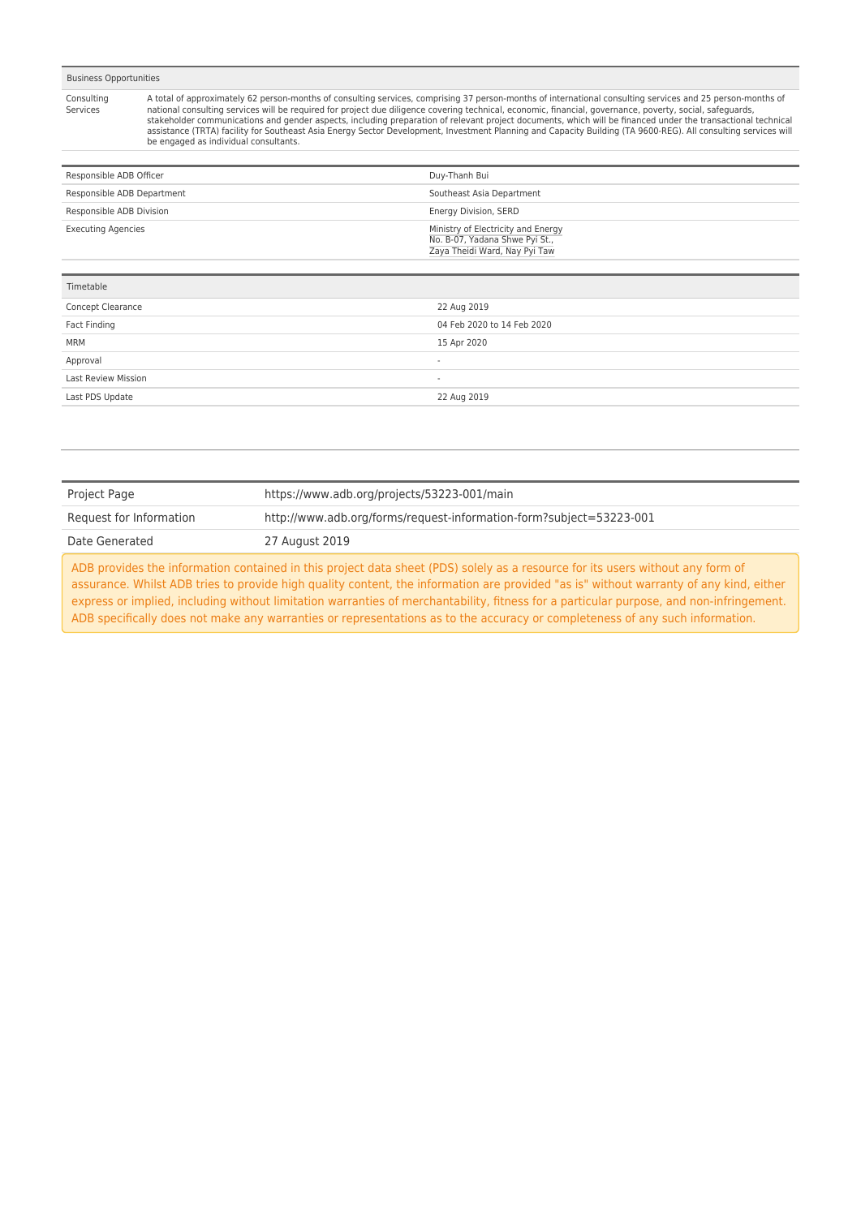| Business Opportunities | |
|---|---|
| Consulting Services | A total of approximately 62 person-months of consulting services, comprising 37 person-months of international consulting services and 25 person-months of national consulting services will be required for project due diligence covering technical, economic, financial, governance, poverty, social, safeguards, stakeholder communications and gender aspects, including preparation of relevant project documents, which will be financed under the transactional technical assistance (TRTA) facility for Southeast Asia Energy Sector Development, Investment Planning and Capacity Building (TA 9600-REG). All consulting services will be engaged as individual consultants. |

| | |
|---|---|
| Responsible ADB Officer | Duy-Thanh Bui |
| Responsible ADB Department | Southeast Asia Department |
| Responsible ADB Division | Energy Division, SERD |
| Executing Agencies | Ministry of Electricity and Energy<br>No. B-07, Yadana Shwe Pyi St.,<br>Zaya Theidi Ward, Nay Pyi Taw |

| Timetable | |
|---|---|
| Concept Clearance | 22 Aug 2019 |
| Fact Finding | 04 Feb 2020 to 14 Feb 2020 |
| MRM | 15 Apr 2020 |
| Approval | - |
| Last Review Mission | - |
| Last PDS Update | 22 Aug 2019 |

| | |
|---|---|
| Project Page | https://www.adb.org/projects/53223-001/main |
| Request for Information | http://www.adb.org/forms/request-information-form?subject=53223-001 |
| Date Generated | 27 August 2019 |

ADB provides the information contained in this project data sheet (PDS) solely as a resource for its users without any form of assurance. Whilst ADB tries to provide high quality content, the information are provided "as is" without warranty of any kind, either express or implied, including without limitation warranties of merchantability, fitness for a particular purpose, and non-infringement. ADB specifically does not make any warranties or representations as to the accuracy or completeness of any such information.